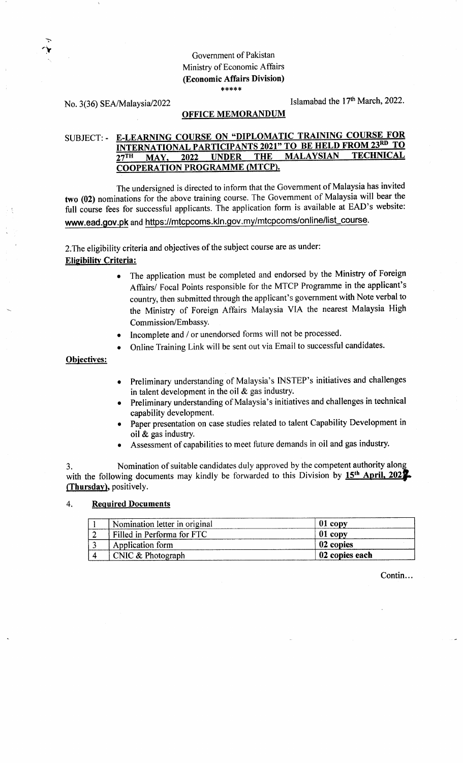Government of Pakistan
Ministry of Economic Affairs
**(Economic Affairs Division)**
\*\*\*\*\*

No. 3(36) SEA/Malaysia/2022

Islamabad the 17th March, 2022.

**OFFICE MEMORANDUM**

SUBJECT: - **E-LEARNING COURSE ON "DIPLOMATIC TRAINING COURSE FOR INTERNATIONAL PARTICIPANTS 2021" TO BE HELD FROM 23RD TO 27TH MAY, 2022 UNDER THE MALAYSIAN TECHNICAL COOPERATION PROGRAMME (MTCP).**

The undersigned is directed to inform that the Government of Malaysia has invited **two (02)** nominations for the above training course. The Government of Malaysia will bear the full course fees for successful applicants. The application form is available at EAD's website: www.ead.gov.pk and https://mtcpcoms.kln.gov.my/mtcpcoms/online/list_course.

2. The eligibility criteria and objectives of the subject course are as under:

**Eligibility Criteria:**

- The application must be completed and endorsed by the Ministry of Foreign Affairs/ Focal Points responsible for the MTCP Programme in the applicant's country, then submitted through the applicant's government with Note verbal to the Ministry of Foreign Affairs Malaysia VIA the nearest Malaysia High Commission/Embassy.
- Incomplete and / or unendorsed forms will not be processed.
- Online Training Link will be sent out via Email to successful candidates.

**Objectives:**

- Preliminary understanding of Malaysia's INSTEP's initiatives and challenges in talent development in the oil & gas industry.
- Preliminary understanding of Malaysia's initiatives and challenges in technical capability development.
- Paper presentation on case studies related to talent Capability Development in oil & gas industry.
- Assessment of capabilities to meet future demands in oil and gas industry.

3. Nomination of suitable candidates duly approved by the competent authority along with the following documents may kindly be forwarded to this Division by **15th April, 2022 (Thursday)**, positively.

4. **Required Documents**

| | | |
|---|---|---|
| 1 | Nomination letter in original | **01 copy** |
| 2 | Filled in Performa for FTC | **01 copy** |
| 3 | Application form | **02 copies** |
| 4 | CNIC & Photograph | **02 copies each** |

Contin…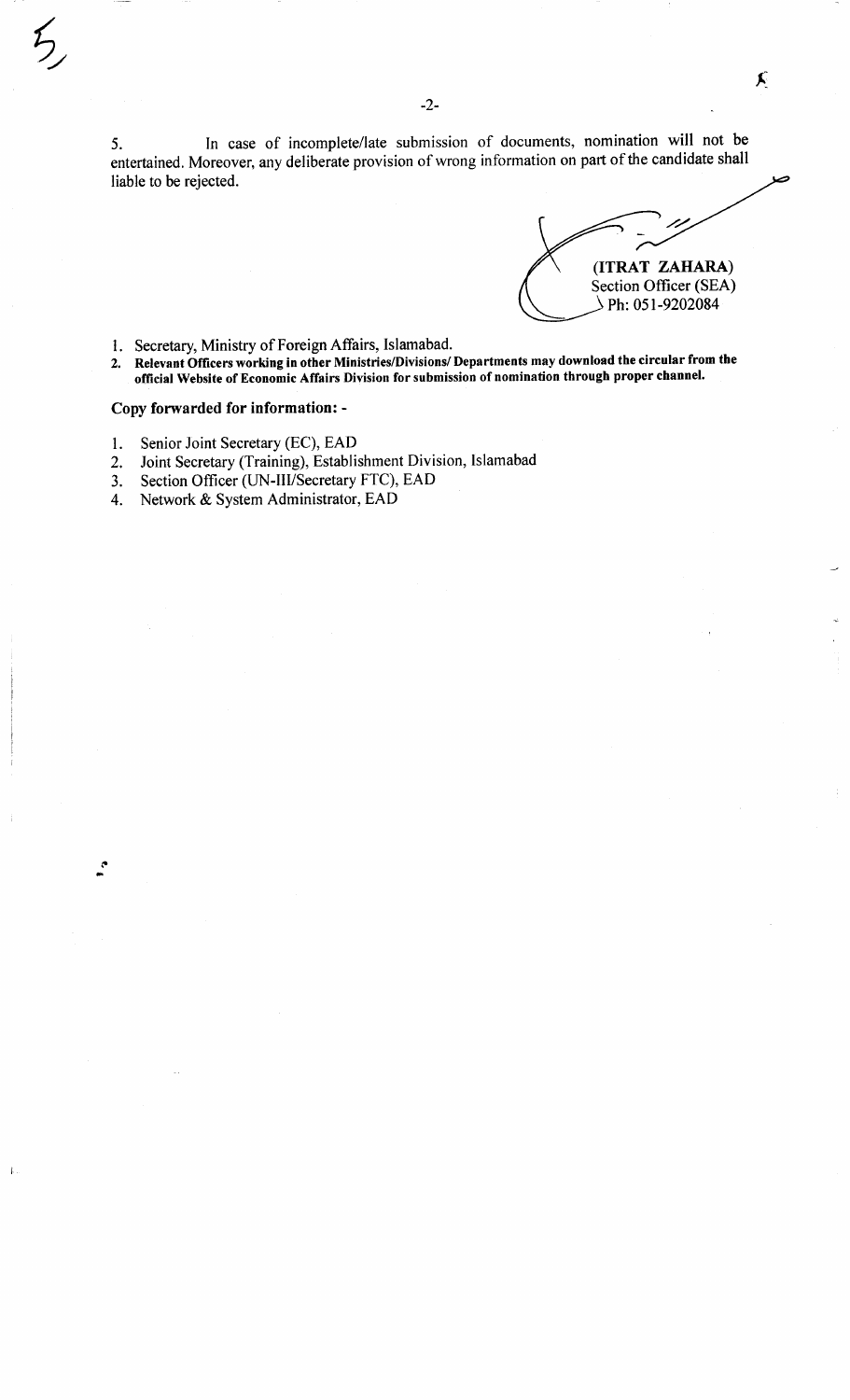5. In case of incomplete/late submission of documents, nomination will not be entertained. Moreover, any deliberate provision of wrong information on part of the candidate shall liable to be rejected.

**(ITRAT ZAHARA)**
Section Officer (SEA)
Ph: 051-9202084

1. Secretary, Ministry of Foreign Affairs, Islamabad.
2. **Relevant Officers working in other Ministries/Divisions/ Departments may download the circular from the official Website of Economic Affairs Division for submission of nomination through proper channel.**

**Copy forwarded for information: -**

1. Senior Joint Secretary (EC), EAD
2. Joint Secretary (Training), Establishment Division, Islamabad
3. Section Officer (UN-III/Secretary FTC), EAD
4. Network & System Administrator, EAD